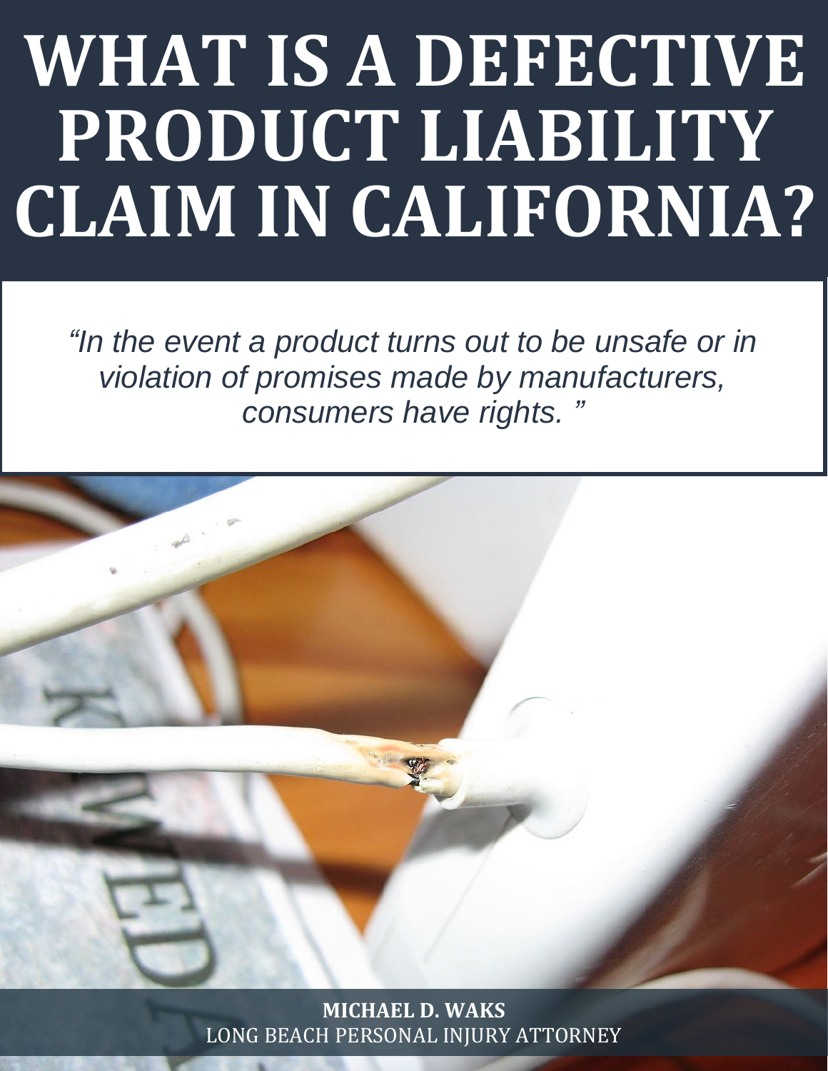# WHAT IS A DEFECTIVE PRODUCT LIABILITY CLAIM IN CALIFORNIA?

*"In the event a product turns out to be unsafe or in violation of promises made by manufacturers, consumers have rights. "*

**MICHAEL D. WAKS**
LONG BEACH PERSONAL INJURY ATTORNEY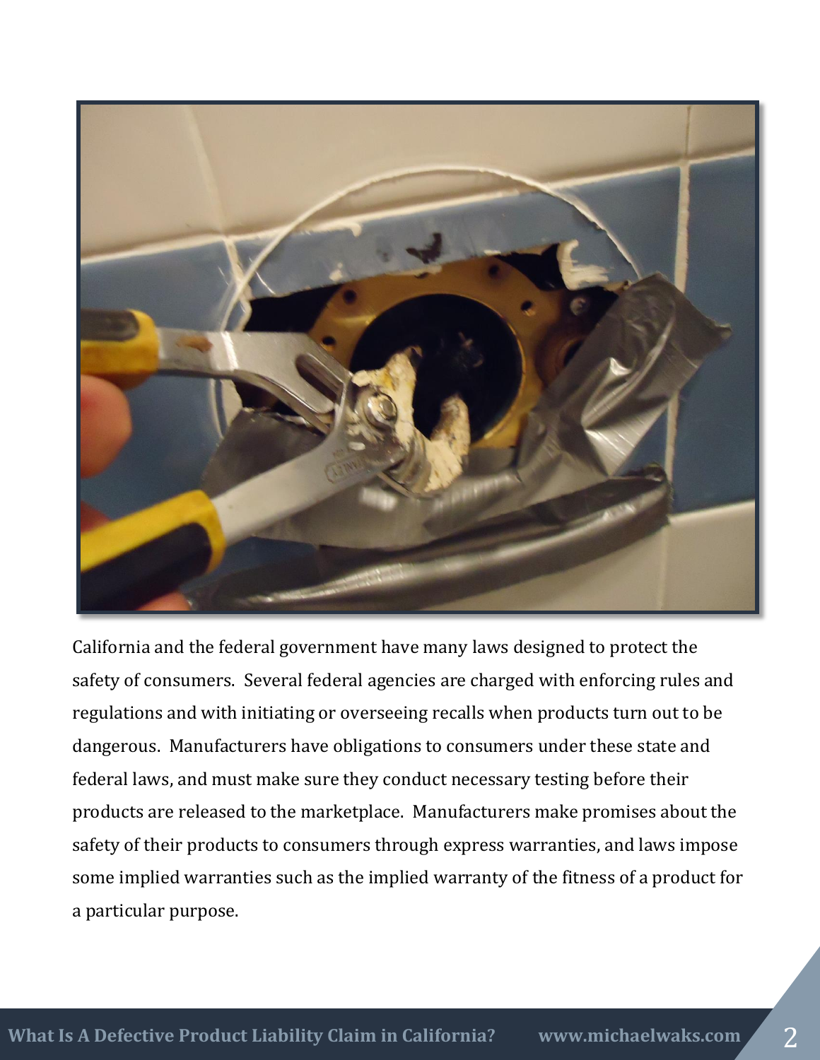California and the federal government have many laws designed to protect the safety of consumers. Several federal agencies are charged with enforcing rules and regulations and with initiating or overseeing recalls when products turn out to be dangerous. Manufacturers have obligations to consumers under these state and federal laws, and must make sure they conduct necessary testing before their products are released to the marketplace. Manufacturers make promises about the safety of their products to consumers through express warranties, and laws impose some implied warranties such as the implied warranty of the fitness of a product for a particular purpose.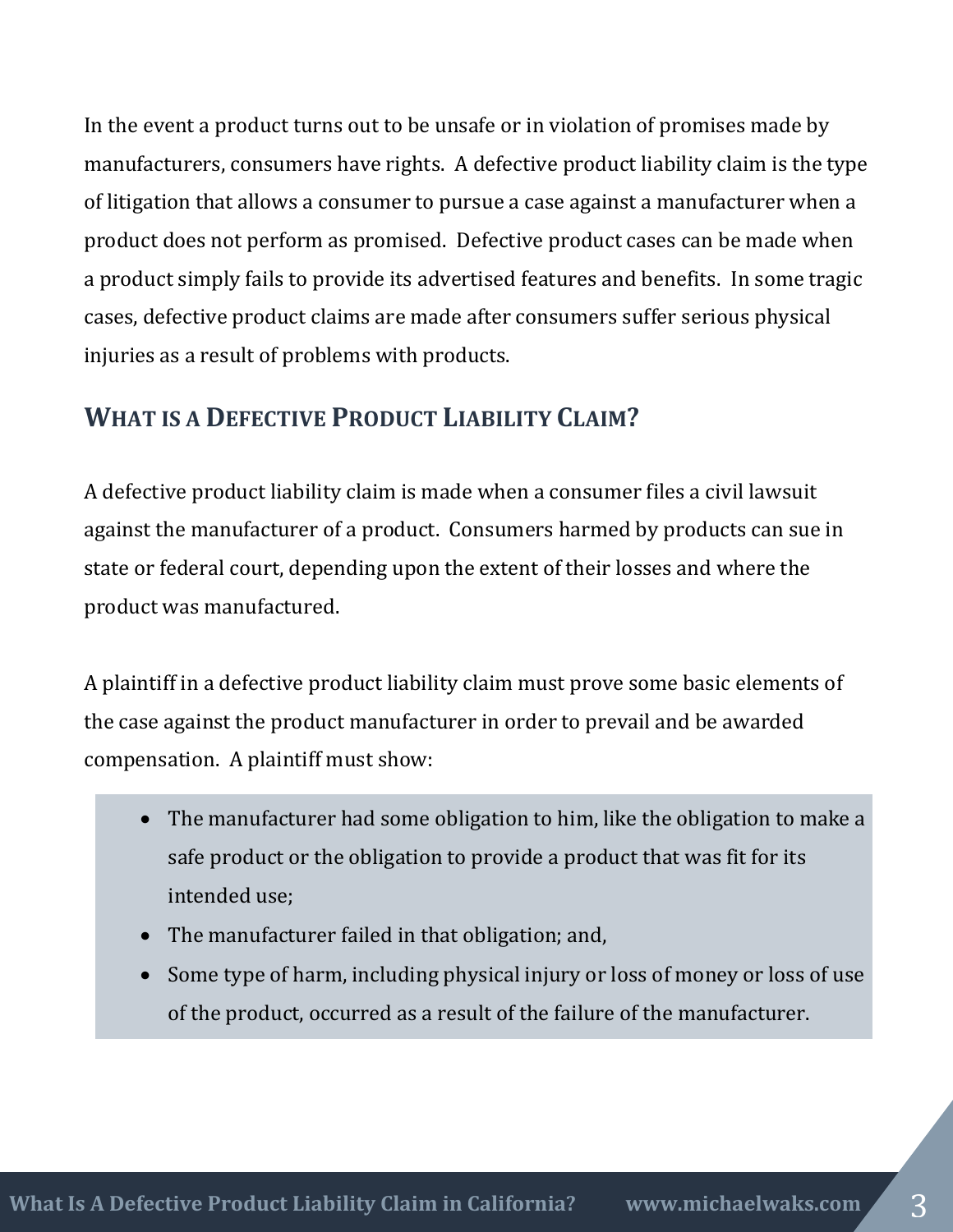In the event a product turns out to be unsafe or in violation of promises made by manufacturers, consumers have rights. A defective product liability claim is the type of litigation that allows a consumer to pursue a case against a manufacturer when a product does not perform as promised. Defective product cases can be made when a product simply fails to provide its advertised features and benefits. In some tragic cases, defective product claims are made after consumers suffer serious physical injuries as a result of problems with products.

## What is a Defective Product Liability Claim?

A defective product liability claim is made when a consumer files a civil lawsuit against the manufacturer of a product. Consumers harmed by products can sue in state or federal court, depending upon the extent of their losses and where the product was manufactured.

A plaintiff in a defective product liability claim must prove some basic elements of the case against the product manufacturer in order to prevail and be awarded compensation. A plaintiff must show:

- The manufacturer had some obligation to him, like the obligation to make a safe product or the obligation to provide a product that was fit for its intended use;
- The manufacturer failed in that obligation; and,
- Some type of harm, including physical injury or loss of money or loss of use of the product, occurred as a result of the failure of the manufacturer.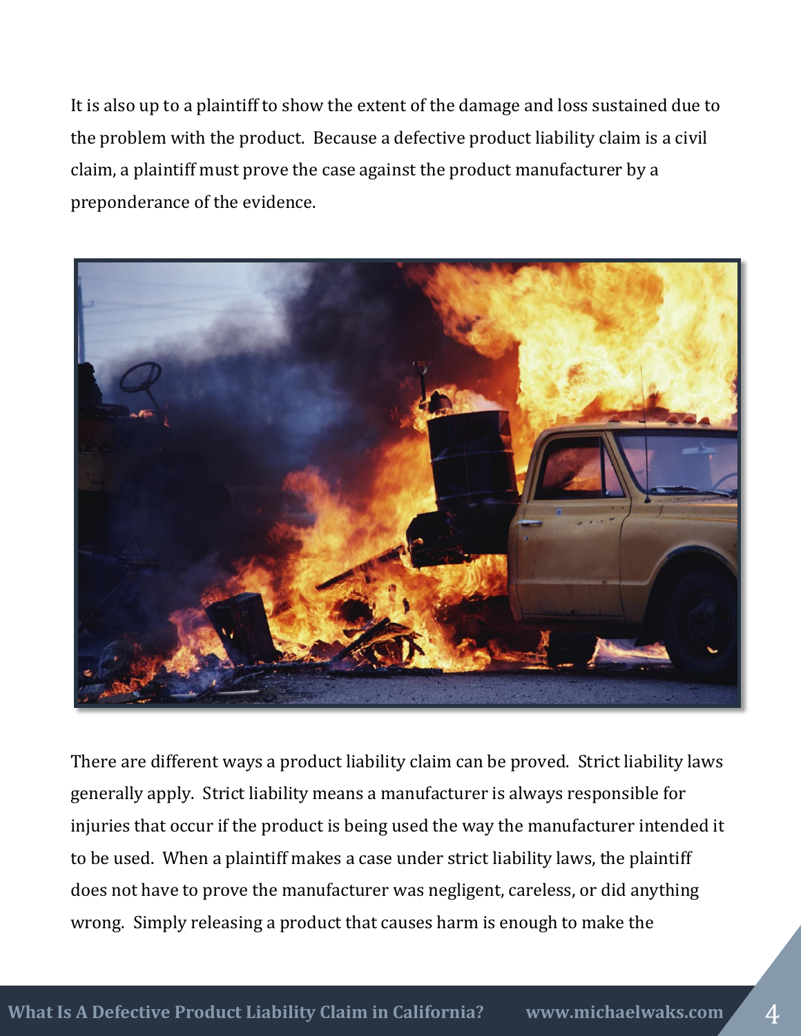It is also up to a plaintiff to show the extent of the damage and loss sustained due to the problem with the product. Because a defective product liability claim is a civil claim, a plaintiff must prove the case against the product manufacturer by a preponderance of the evidence.

There are different ways a product liability claim can be proved. Strict liability laws generally apply. Strict liability means a manufacturer is always responsible for injuries that occur if the product is being used the way the manufacturer intended it to be used. When a plaintiff makes a case under strict liability laws, the plaintiff does not have to prove the manufacturer was negligent, careless, or did anything wrong. Simply releasing a product that causes harm is enough to make the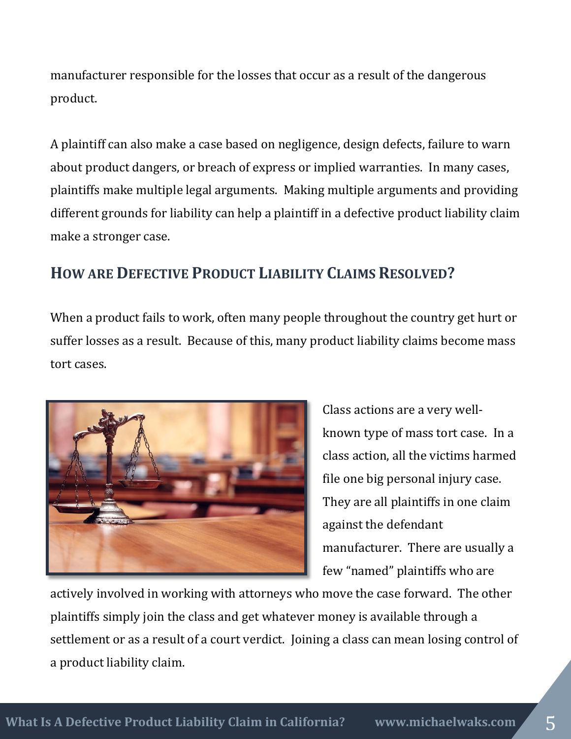manufacturer responsible for the losses that occur as a result of the dangerous product.

A plaintiff can also make a case based on negligence, design defects, failure to warn about product dangers, or breach of express or implied warranties. In many cases, plaintiffs make multiple legal arguments. Making multiple arguments and providing different grounds for liability can help a plaintiff in a defective product liability claim make a stronger case.

## How Are Defective Product Liability Claims Resolved?

When a product fails to work, often many people throughout the country get hurt or suffer losses as a result. Because of this, many product liability claims become mass tort cases.

Class actions are a very well-known type of mass tort case. In a class action, all the victims harmed file one big personal injury case. They are all plaintiffs in one claim against the defendant manufacturer. There are usually a few "named" plaintiffs who are actively involved in working with attorneys who move the case forward. The other plaintiffs simply join the class and get whatever money is available through a settlement or as a result of a court verdict. Joining a class can mean losing control of a product liability claim.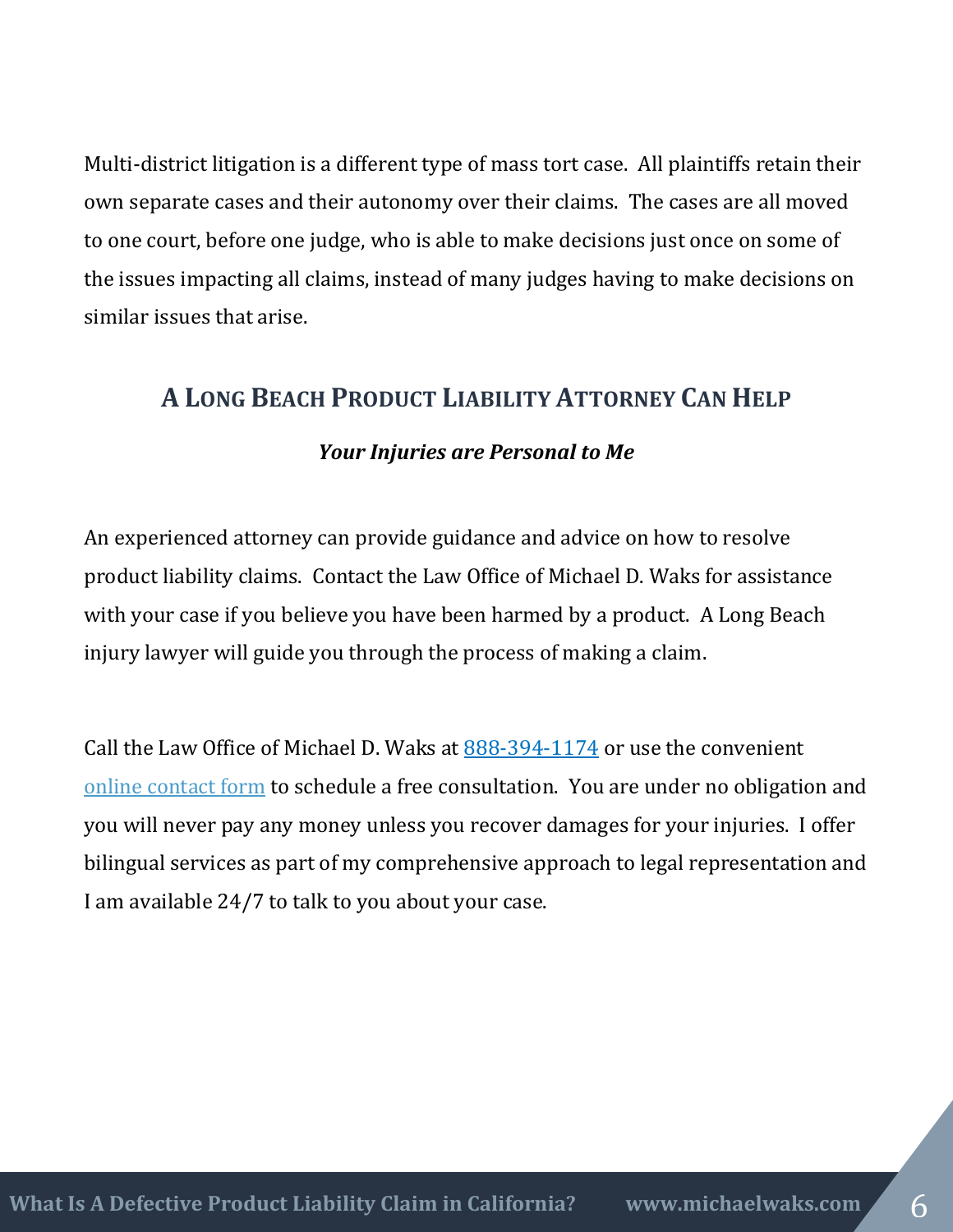Multi-district litigation is a different type of mass tort case. All plaintiffs retain their own separate cases and their autonomy over their claims. The cases are all moved to one court, before one judge, who is able to make decisions just once on some of the issues impacting all claims, instead of many judges having to make decisions on similar issues that arise.

## A Long Beach Product Liability Attorney Can Help

***Your Injuries are Personal to Me***

An experienced attorney can provide guidance and advice on how to resolve product liability claims. Contact the Law Office of Michael D. Waks for assistance with your case if you believe you have been harmed by a product. A Long Beach injury lawyer will guide you through the process of making a claim.

Call the Law Office of Michael D. Waks at 888-394-1174 or use the convenient online contact form to schedule a free consultation. You are under no obligation and you will never pay any money unless you recover damages for your injuries. I offer bilingual services as part of my comprehensive approach to legal representation and I am available 24/7 to talk to you about your case.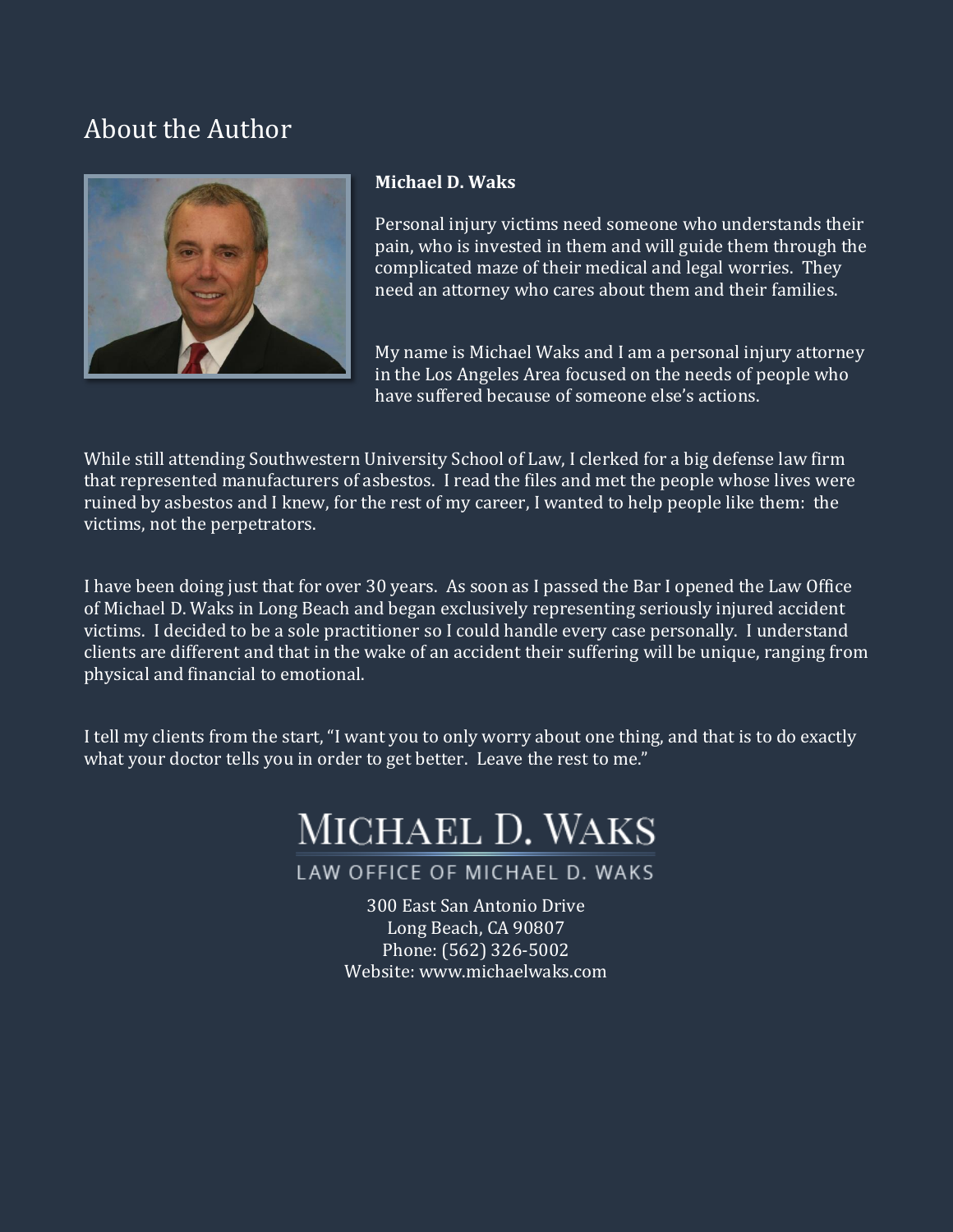## About the Author

**Michael D. Waks**

Personal injury victims need someone who understands their pain, who is invested in them and will guide them through the complicated maze of their medical and legal worries. They need an attorney who cares about them and their families.

My name is Michael Waks and I am a personal injury attorney in the Los Angeles Area focused on the needs of people who have suffered because of someone else's actions.

While still attending Southwestern University School of Law, I clerked for a big defense law firm that represented manufacturers of asbestos. I read the files and met the people whose lives were ruined by asbestos and I knew, for the rest of my career, I wanted to help people like them: the victims, not the perpetrators.

I have been doing just that for over 30 years. As soon as I passed the Bar I opened the Law Office of Michael D. Waks in Long Beach and began exclusively representing seriously injured accident victims. I decided to be a sole practitioner so I could handle every case personally. I understand clients are different and that in the wake of an accident their suffering will be unique, ranging from physical and financial to emotional.

I tell my clients from the start, "I want you to only worry about one thing, and that is to do exactly what your doctor tells you in order to get better. Leave the rest to me."

MICHAEL D. WAKS

LAW OFFICE OF MICHAEL D. WAKS

300 East San Antonio Drive
Long Beach, CA 90807
Phone: (562) 326-5002
Website: www.michaelwaks.com